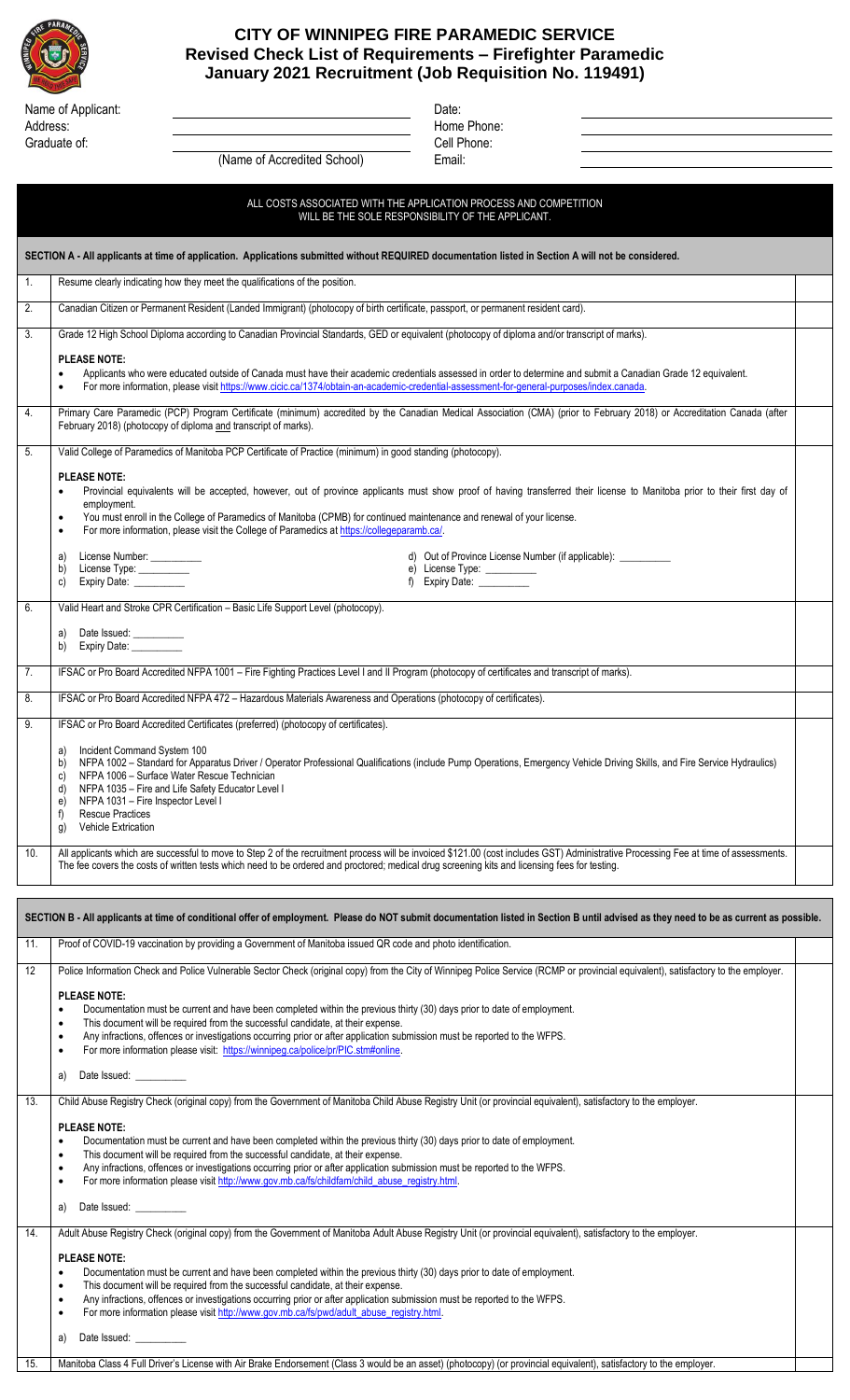# CITY OF WINNIPEG FIRE PARAMEDIC SERVICE
## Revised Check List of Requirements – Firefighter Paramedic
## January 2021 Recruitment (Job Requisition No. 119491)

Name of Applicant: ______________________ Date: ______________________

Address: ______________________ Home Phone: ______________________

Graduate of: ______________________ Cell Phone: ______________________

(Name of Accredited School) Email: ______________________

**ALL COSTS ASSOCIATED WITH THE APPLICATION PROCESS AND COMPETITION WILL BE THE SOLE RESPONSIBILITY OF THE APPLICANT.**

**SECTION A - All applicants at time of application. Applications submitted without REQUIRED documentation listed in Section A will not be considered.**

| | | |
|---|---|---|
| 1. | Resume clearly indicating how they meet the qualifications of the position. | |
| 2. | Canadian Citizen or Permanent Resident (Landed Immigrant) (photocopy of birth certificate, passport, or permanent resident card). | |
| 3. | Grade 12 High School Diploma according to Canadian Provincial Standards, GED or equivalent (photocopy of diploma and/or transcript of marks).<br><br>**PLEASE NOTE:**<br>• Applicants who were educated outside of Canada must have their academic credentials assessed in order to determine and submit a Canadian Grade 12 equivalent.<br>• For more information, please visit https://www.cicic.ca/1374/obtain-an-academic-credential-assessment-for-general-purposes/index.canada. | |
| 4. | Primary Care Paramedic (PCP) Program Certificate (minimum) accredited by the Canadian Medical Association (CMA) (prior to February 2018) or Accreditation Canada (after February 2018) (photocopy of diploma and transcript of marks). | |
| 5. | Valid College of Paramedics of Manitoba PCP Certificate of Practice (minimum) in good standing (photocopy).<br><br>**PLEASE NOTE:**<br>• Provincial equivalents will be accepted, however, out of province applicants must show proof of having transferred their license to Manitoba prior to their first day of employment.<br>• You must enroll in the College of Paramedics of Manitoba (CPMB) for continued maintenance and renewal of your license.<br>• For more information, please visit the College of Paramedics at https://collegeparamb.ca/.<br><br>a) License Number: _________ d) Out of Province License Number (if applicable): _________<br>b) License Type: _________ e) License Type: _________<br>c) Expiry Date: _________ f) Expiry Date: _________ | |
| 6. | Valid Heart and Stroke CPR Certification – Basic Life Support Level (photocopy).<br><br>a) Date Issued: _________<br>b) Expiry Date: _________ | |
| 7. | IFSAC or Pro Board Accredited NFPA 1001 – Fire Fighting Practices Level I and II Program (photocopy of certificates and transcript of marks). | |
| 8. | IFSAC or Pro Board Accredited NFPA 472 – Hazardous Materials Awareness and Operations (photocopy of certificates). | |
| 9. | IFSAC or Pro Board Accredited Certificates (preferred) (photocopy of certificates).<br><br>a) Incident Command System 100<br>b) NFPA 1002 – Standard for Apparatus Driver / Operator Professional Qualifications (include Pump Operations, Emergency Vehicle Driving Skills, and Fire Service Hydraulics)<br>c) NFPA 1006 – Surface Water Rescue Technician<br>d) NFPA 1035 – Fire and Life Safety Educator Level I<br>e) NFPA 1031 – Fire Inspector Level I<br>f) Rescue Practices<br>g) Vehicle Extrication | |
| 10. | All applicants which are successful to move to Step 2 of the recruitment process will be invoiced $121.00 (cost includes GST) Administrative Processing Fee at time of assessments. The fee covers the costs of written tests which need to be ordered and proctored; medical drug screening kits and licensing fees for testing. | |

**SECTION B - All applicants at time of conditional offer of employment. Please do NOT submit documentation listed in Section B until advised as they need to be as current as possible.**

| | | |
|---|---|---|
| 11. | Proof of COVID-19 vaccination by providing a Government of Manitoba issued QR code and photo identification. | |
| 12 | Police Information Check and Police Vulnerable Sector Check (original copy) from the City of Winnipeg Police Service (RCMP or provincial equivalent), satisfactory to the employer.<br><br>**PLEASE NOTE:**<br>• Documentation must be current and have been completed within the previous thirty (30) days prior to date of employment.<br>• This document will be required from the successful candidate, at their expense.<br>• Any infractions, offences or investigations occurring prior or after application submission must be reported to the WFPS.<br>• For more information please visit: https://winnipeg.ca/police/pr/PIC.stm#online.<br><br>a) Date Issued: _________ | |
| 13. | Child Abuse Registry Check (original copy) from the Government of Manitoba Child Abuse Registry Unit (or provincial equivalent), satisfactory to the employer.<br><br>**PLEASE NOTE:**<br>• Documentation must be current and have been completed within the previous thirty (30) days prior to date of employment.<br>• This document will be required from the successful candidate, at their expense.<br>• Any infractions, offences or investigations occurring prior or after application submission must be reported to the WFPS.<br>• For more information please visit http://www.gov.mb.ca/fs/childfam/child_abuse_registry.html.<br><br>a) Date Issued: _________ | |
| 14. | Adult Abuse Registry Check (original copy) from the Government of Manitoba Adult Abuse Registry Unit (or provincial equivalent), satisfactory to the employer.<br><br>**PLEASE NOTE:**<br>• Documentation must be current and have been completed within the previous thirty (30) days prior to date of employment.<br>• This document will be required from the successful candidate, at their expense.<br>• Any infractions, offences or investigations occurring prior or after application submission must be reported to the WFPS.<br>• For more information please visit http://www.gov.mb.ca/fs/pwd/adult_abuse_registry.html.<br><br>a) Date Issued: _________ | |
| 15. | Manitoba Class 4 Full Driver's License with Air Brake Endorsement (Class 3 would be an asset) (photocopy) (or provincial equivalent), satisfactory to the employer. | |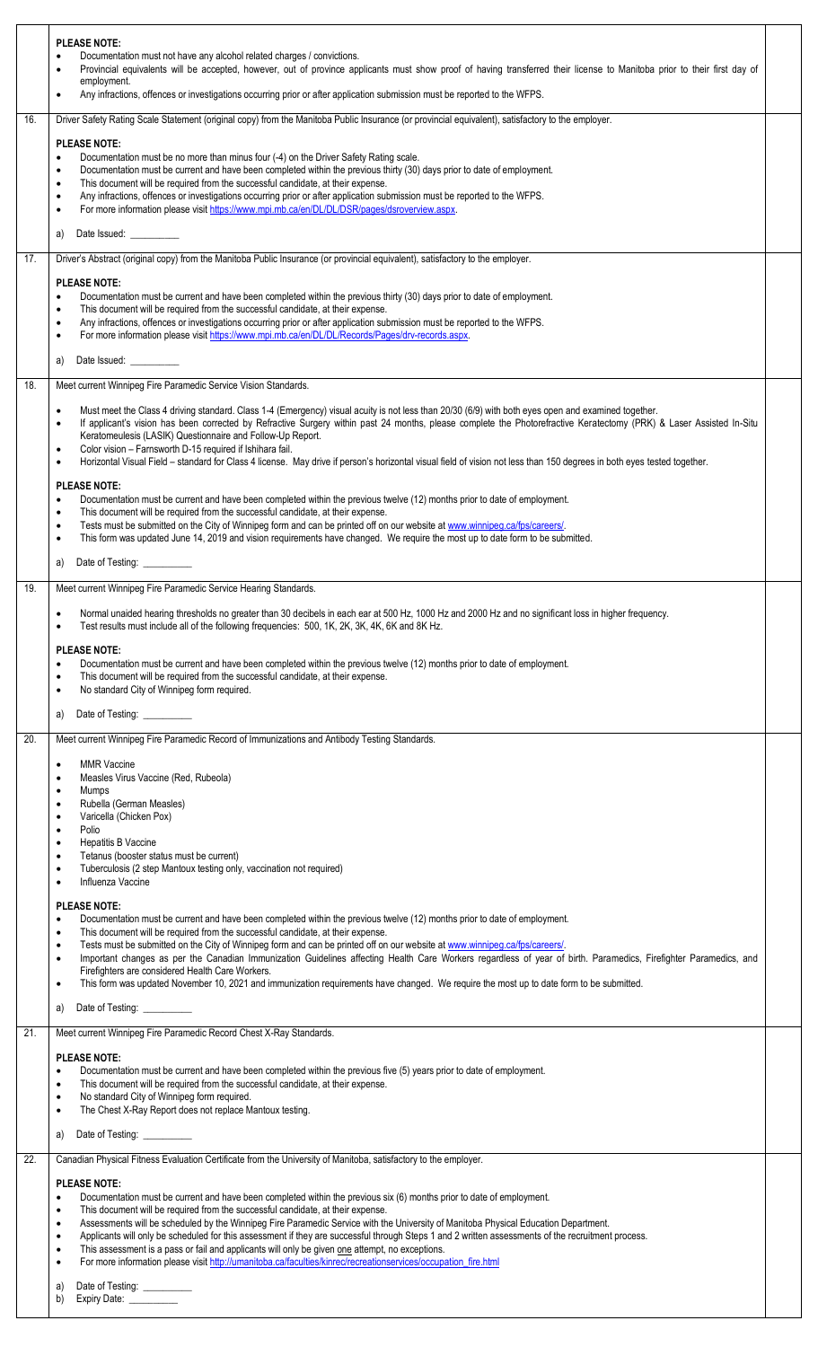| | | |
|---|---|---|
| | **PLEASE NOTE:**<br>• Documentation must not have any alcohol related charges / convictions.<br>• Provincial equivalents will be accepted, however, out of province applicants must show proof of having transferred their license to Manitoba prior to their first day of employment.<br>• Any infractions, offences or investigations occurring prior or after application submission must be reported to the WFPS. | |
| 16. | Driver Safety Rating Scale Statement (original copy) from the Manitoba Public Insurance (or provincial equivalent), satisfactory to the employer.<br><br>**PLEASE NOTE:**<br>• Documentation must be no more than minus four (-4) on the Driver Safety Rating scale.<br>• Documentation must be current and have been completed within the previous thirty (30) days prior to date of employment.<br>• This document will be required from the successful candidate, at their expense.<br>• Any infractions, offences or investigations occurring prior or after application submission must be reported to the WFPS.<br>• For more information please visit https://www.mpi.mb.ca/en/DL/DL/DSR/pages/dsroverview.aspx.<br><br>a) Date Issued: _________ | |
| 17. | Driver's Abstract (original copy) from the Manitoba Public Insurance (or provincial equivalent), satisfactory to the employer.<br><br>**PLEASE NOTE:**<br>• Documentation must be current and have been completed within the previous thirty (30) days prior to date of employment.<br>• This document will be required from the successful candidate, at their expense.<br>• Any infractions, offences or investigations occurring prior or after application submission must be reported to the WFPS.<br>• For more information please visit https://www.mpi.mb.ca/en/DL/DL/Records/Pages/drv-records.aspx.<br><br>a) Date Issued: _________ | |
| 18. | Meet current Winnipeg Fire Paramedic Service Vision Standards.<br><br>• Must meet the Class 4 driving standard. Class 1-4 (Emergency) visual acuity is not less than 20/30 (6/9) with both eyes open and examined together.<br>• If applicant's vision has been corrected by Refractive Surgery within past 24 months, please complete the Photorefractive Keratectomy (PRK) & Laser Assisted In-Situ Keratomeulesis (LASIK) Questionnaire and Follow-Up Report.<br>• Color vision – Farnsworth D-15 required if Ishihara fail.<br>• Horizontal Visual Field – standard for Class 4 license. May drive if person's horizontal visual field of vision not less than 150 degrees in both eyes tested together.<br><br>**PLEASE NOTE:**<br>• Documentation must be current and have been completed within the previous twelve (12) months prior to date of employment.<br>• This document will be required from the successful candidate, at their expense.<br>• Tests must be submitted on the City of Winnipeg form and can be printed off on our website at www.winnipeg.ca/fps/careers/.<br>• This form was updated June 14, 2019 and vision requirements have changed. We require the most up to date form to be submitted.<br><br>a) Date of Testing: _________ | |
| 19. | Meet current Winnipeg Fire Paramedic Service Hearing Standards.<br><br>• Normal unaided hearing thresholds no greater than 30 decibels in each ear at 500 Hz, 1000 Hz and 2000 Hz and no significant loss in higher frequency.<br>• Test results must include all of the following frequencies: 500, 1K, 2K, 3K, 4K, 6K and 8K Hz.<br><br>**PLEASE NOTE:**<br>• Documentation must be current and have been completed within the previous twelve (12) months prior to date of employment.<br>• This document will be required from the successful candidate, at their expense.<br>• No standard City of Winnipeg form required.<br><br>a) Date of Testing: _________ | |
| 20. | Meet current Winnipeg Fire Paramedic Record of Immunizations and Antibody Testing Standards.<br><br>• MMR Vaccine<br>• Measles Virus Vaccine (Red, Rubeola)<br>• Mumps<br>• Rubella (German Measles)<br>• Varicella (Chicken Pox)<br>• Polio<br>• Hepatitis B Vaccine<br>• Tetanus (booster status must be current)<br>• Tuberculosis (2 step Mantoux testing only, vaccination not required)<br>• Influenza Vaccine<br><br>**PLEASE NOTE:**<br>• Documentation must be current and have been completed within the previous twelve (12) months prior to date of employment.<br>• This document will be required from the successful candidate, at their expense.<br>• Tests must be submitted on the City of Winnipeg form and can be printed off on our website at www.winnipeg.ca/fps/careers/.<br>• Important changes as per the Canadian Immunization Guidelines affecting Health Care Workers regardless of year of birth. Paramedics, Firefighter Paramedics, and Firefighters are considered Health Care Workers.<br>• This form was updated November 10, 2021 and immunization requirements have changed. We require the most up to date form to be submitted.<br><br>a) Date of Testing: _________ | |
| 21. | Meet current Winnipeg Fire Paramedic Record Chest X-Ray Standards.<br><br>**PLEASE NOTE:**<br>• Documentation must be current and have been completed within the previous five (5) years prior to date of employment.<br>• This document will be required from the successful candidate, at their expense.<br>• No standard City of Winnipeg form required.<br>• The Chest X-Ray Report does not replace Mantoux testing.<br><br>a) Date of Testing: _________ | |
| 22. | Canadian Physical Fitness Evaluation Certificate from the University of Manitoba, satisfactory to the employer.<br><br>**PLEASE NOTE:**<br>• Documentation must be current and have been completed within the previous six (6) months prior to date of employment.<br>• This document will be required from the successful candidate, at their expense.<br>• Assessments will be scheduled by the Winnipeg Fire Paramedic Service with the University of Manitoba Physical Education Department.<br>• Applicants will only be scheduled for this assessment if they are successful through Steps 1 and 2 written assessments of the recruitment process.<br>• This assessment is a pass or fail and applicants will only be given one attempt, no exceptions.<br>• For more information please visit http://umanitoba.ca/faculties/kinrec/recreationservices/occupation_fire.html<br><br>a) Date of Testing: _________<br>b) Expiry Date: _________ | |